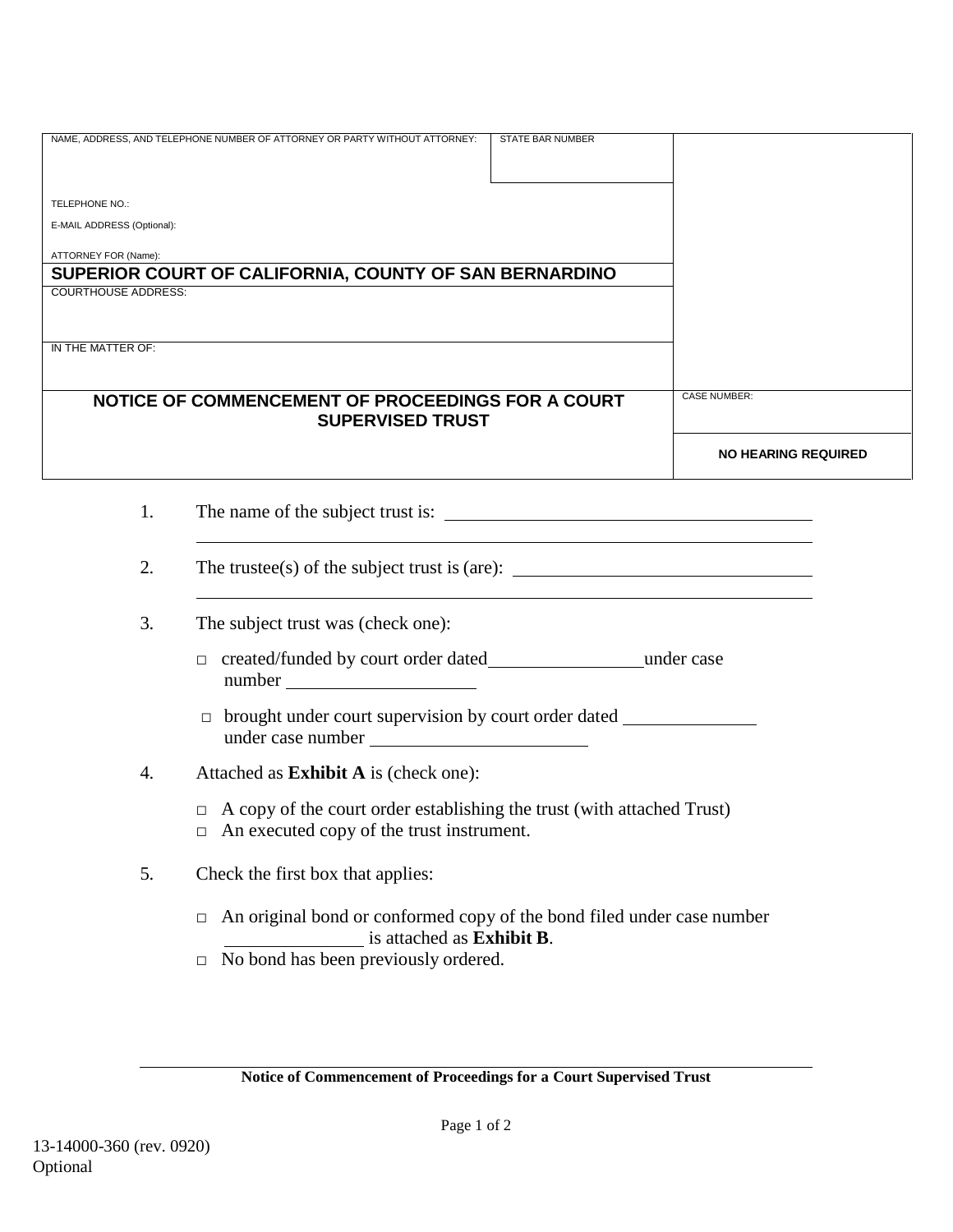| NAME, ADDRESS, AND TELEPHONE NUMBER OF ATTORNEY OR PARTY WITHOUT ATTORNEY: | STATE BAR NUMBER | |
|---|---|---|
| TELEPHONE NO.: | | |
| E-MAIL ADDRESS (Optional): | | |
| ATTORNEY FOR (Name): | | |
| **SUPERIOR COURT OF CALIFORNIA, COUNTY OF SAN BERNARDINO** | | |
| COURTHOUSE ADDRESS: | | |
| IN THE MATTER OF: | | |
| **NOTICE OF COMMENCEMENT OF PROCEEDINGS FOR A COURT SUPERVISED TRUST** | | CASE NUMBER: |
| | | **NO HEARING REQUIRED** |

1. The name of the subject trust is: ______________________________

   ______________________________

2. The trustee(s) of the subject trust is (are): ______________________________

   ______________________________

3. The subject trust was (check one):

   □ created/funded by court order dated ______________ under case number ______________

   □ brought under court supervision by court order dated ______________ under case number ______________

4. Attached as **Exhibit A** is (check one):

   □ A copy of the court order establishing the trust (with attached Trust)
   □ An executed copy of the trust instrument.

5. Check the first box that applies:

   □ An original bond or conformed copy of the bond filed under case number ______________ is attached as **Exhibit B**.
   □ No bond has been previously ordered.

**Notice of Commencement of Proceedings for a Court Supervised Trust**

13-14000-360 (rev. 0920)
Optional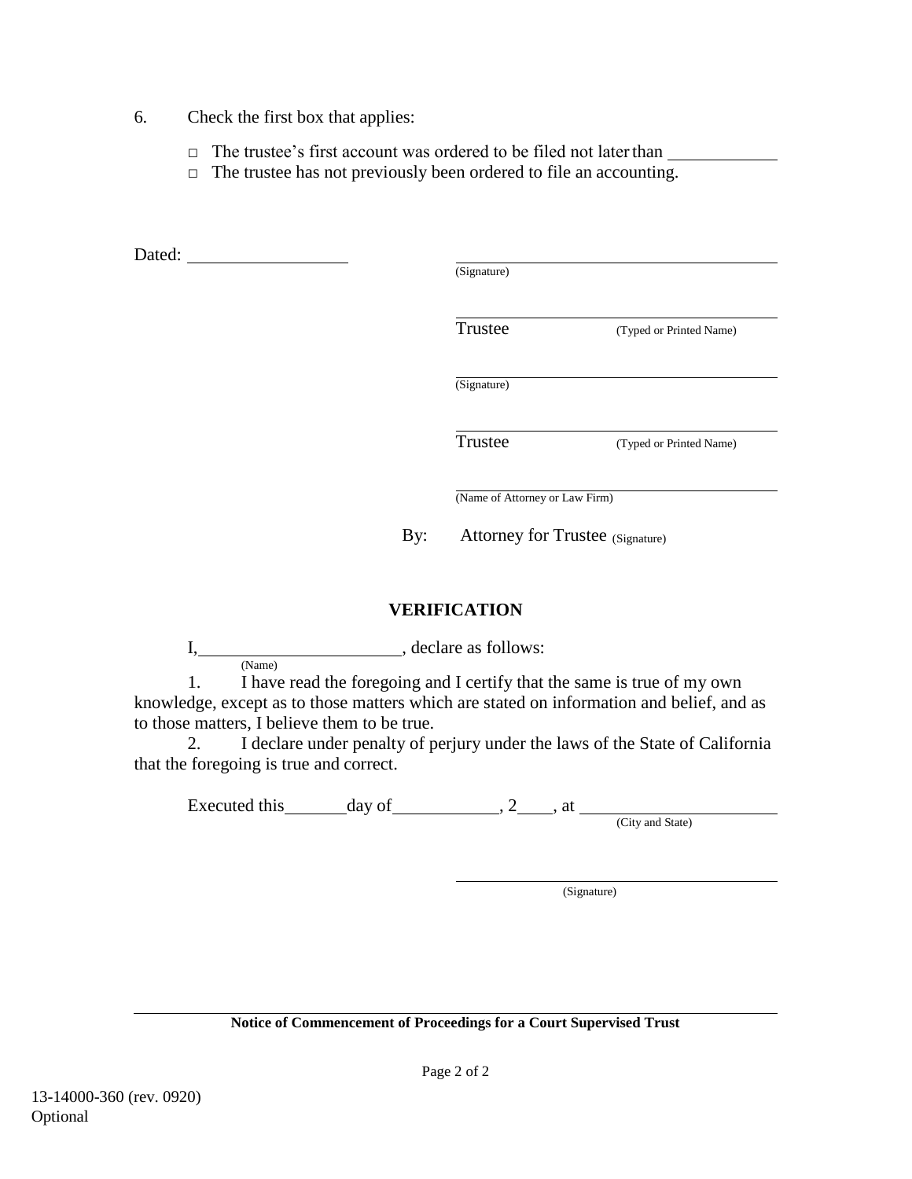6. Check the first box that applies:

- □ The trustee's first account was ordered to be filed not later than ____________
- □ The trustee has not previously been ordered to file an accounting.

Dated: ________________

________________________________________
(Signature)

________________________________________
Trustee (Typed or Printed Name)

________________________________________
(Signature)

________________________________________
Trustee (Typed or Printed Name)

________________________________________
(Name of Attorney or Law Firm)

By: Attorney for Trustee (Signature)

## VERIFICATION

I, ______________________ (Name), declare as follows:

1. I have read the foregoing and I certify that the same is true of my own knowledge, except as to those matters which are stated on information and belief, and as to those matters, I believe them to be true.

2. I declare under penalty of perjury under the laws of the State of California that the foregoing is true and correct.

Executed this _______ day of ____________, 2____, at ______________________ (City and State)

________________________________________
(Signature)

**Notice of Commencement of Proceedings for a Court Supervised Trust**

13-14000-360 (rev. 0920)
Optional